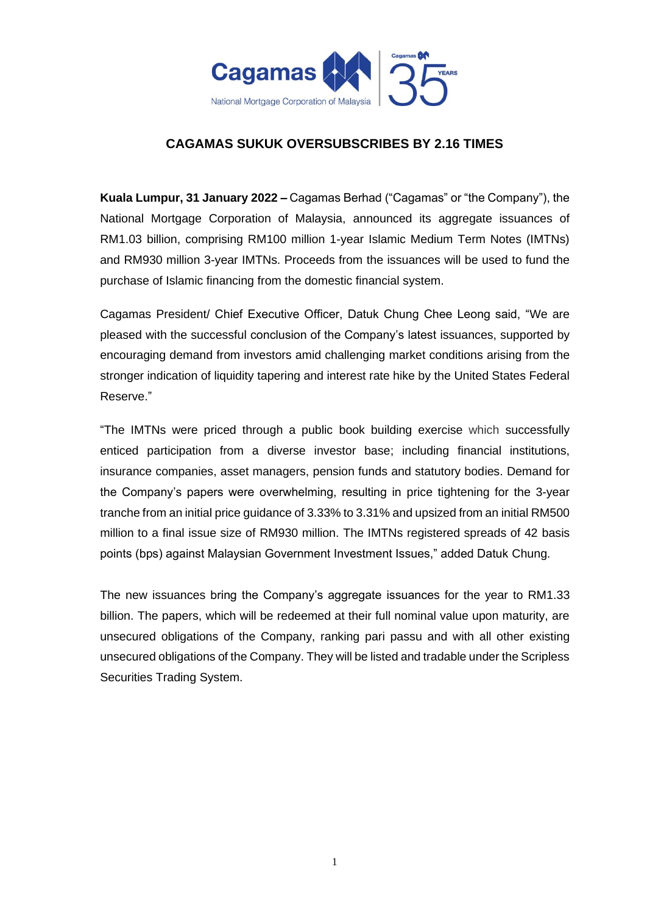# CAGAMAS SUKUK OVERSUBSCRIBES BY 2.16 TIMES

**Kuala Lumpur, 31 January 2022 –** Cagamas Berhad ("Cagamas" or "the Company"), the National Mortgage Corporation of Malaysia, announced its aggregate issuances of RM1.03 billion, comprising RM100 million 1-year Islamic Medium Term Notes (IMTNs) and RM930 million 3-year IMTNs. Proceeds from the issuances will be used to fund the purchase of Islamic financing from the domestic financial system.

Cagamas President/ Chief Executive Officer, Datuk Chung Chee Leong said, "We are pleased with the successful conclusion of the Company's latest issuances, supported by encouraging demand from investors amid challenging market conditions arising from the stronger indication of liquidity tapering and interest rate hike by the United States Federal Reserve."

"The IMTNs were priced through a public book building exercise which successfully enticed participation from a diverse investor base; including financial institutions, insurance companies, asset managers, pension funds and statutory bodies. Demand for the Company's papers were overwhelming, resulting in price tightening for the 3-year tranche from an initial price guidance of 3.33% to 3.31% and upsized from an initial RM500 million to a final issue size of RM930 million. The IMTNs registered spreads of 42 basis points (bps) against Malaysian Government Investment Issues," added Datuk Chung.

The new issuances bring the Company's aggregate issuances for the year to RM1.33 billion. The papers, which will be redeemed at their full nominal value upon maturity, are unsecured obligations of the Company, ranking pari passu and with all other existing unsecured obligations of the Company. They will be listed and tradable under the Scripless Securities Trading System.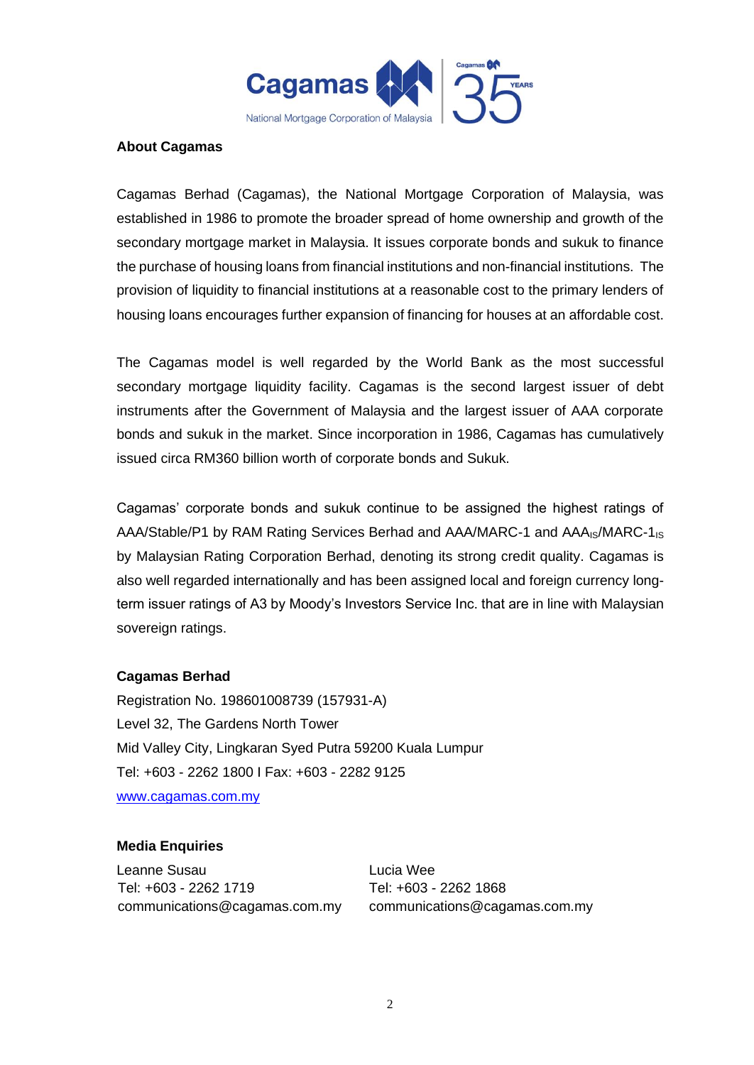**About Cagamas**

Cagamas Berhad (Cagamas), the National Mortgage Corporation of Malaysia, was established in 1986 to promote the broader spread of home ownership and growth of the secondary mortgage market in Malaysia. It issues corporate bonds and sukuk to finance the purchase of housing loans from financial institutions and non-financial institutions. The provision of liquidity to financial institutions at a reasonable cost to the primary lenders of housing loans encourages further expansion of financing for houses at an affordable cost.

The Cagamas model is well regarded by the World Bank as the most successful secondary mortgage liquidity facility. Cagamas is the second largest issuer of debt instruments after the Government of Malaysia and the largest issuer of AAA corporate bonds and sukuk in the market. Since incorporation in 1986, Cagamas has cumulatively issued circa RM360 billion worth of corporate bonds and Sukuk.

Cagamas' corporate bonds and sukuk continue to be assigned the highest ratings of AAA/Stable/P1 by RAM Rating Services Berhad and AAA/MARC-1 and $AAA_{IS}$/MARC-$1_{IS}$ by Malaysian Rating Corporation Berhad, denoting its strong credit quality. Cagamas is also well regarded internationally and has been assigned local and foreign currency long-term issuer ratings of A3 by Moody's Investors Service Inc. that are in line with Malaysian sovereign ratings.

**Cagamas Berhad**

Registration No. 198601008739 (157931-A)
Level 32, The Gardens North Tower
Mid Valley City, Lingkaran Syed Putra 59200 Kuala Lumpur
Tel: +603 - 2262 1800 I Fax: +603 - 2282 9125
www.cagamas.com.my

**Media Enquiries**

Leanne Susau
Tel: +603 - 2262 1719
communications@cagamas.com.my

Lucia Wee
Tel: +603 - 2262 1868
communications@cagamas.com.my